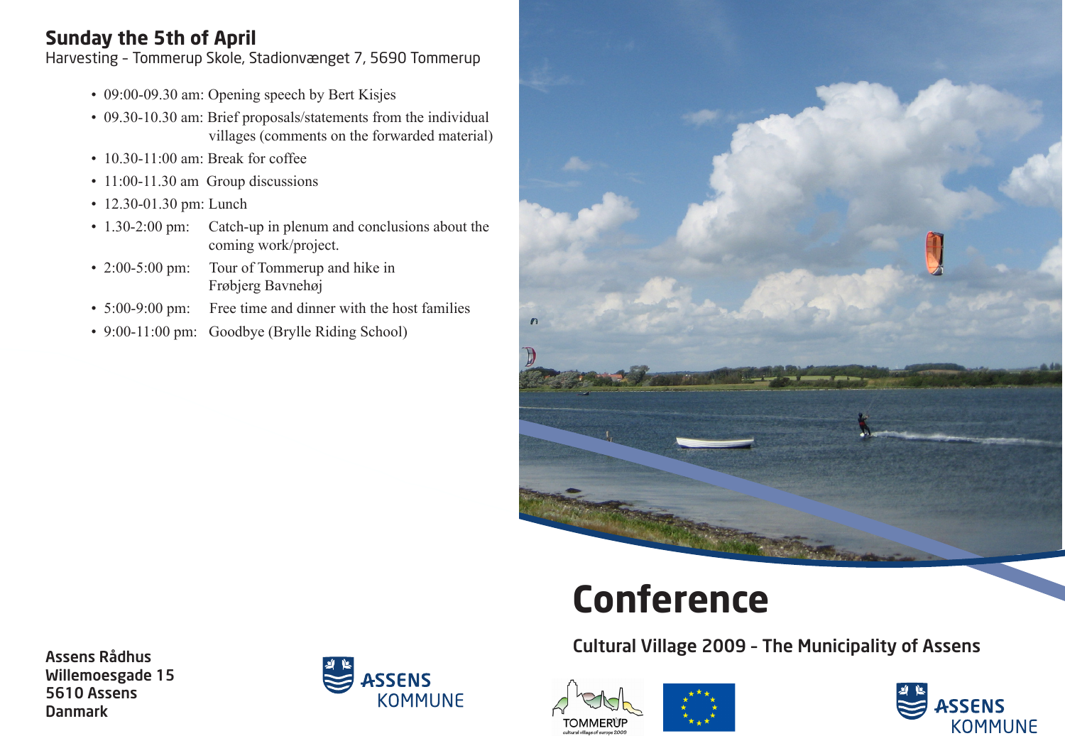## Sunday the 5th of April

Harvesting – Tommerup Skole, Stadionvænget 7, 5690 Tommerup

- 09:00-09.30 am: Opening speech by Bert Kisjes
- 09.30-10.30 am: Brief proposals/statements from the individual villages (comments on the forwarded material)
- 10.30-11:00 am: Break for coffee
- 11:00-11.30 am Group discussions
- 12.30-01.30 pm: Lunch
- 1.30-2:00 pm: Catch-up in plenum and conclusions about the coming work/project.
- 2:00-5:00 pm: Tour of Tommerup and hike in Frøbjerg Bavnehøj
- 5:00-9:00 pm: Free time and dinner with the host families
- 9:00-11:00 pm: Goodbye (Brylle Riding School)

**Assens Rådhus**
**Willemoesgade 15**
**5610 Assens**
**Danmark**

ASSENS KOMMUNE

# Conference

### Cultural Village 2009 – The Municipality of Assens

TOMMERUP cultural village of europe 2009

ASSENS KOMMUNE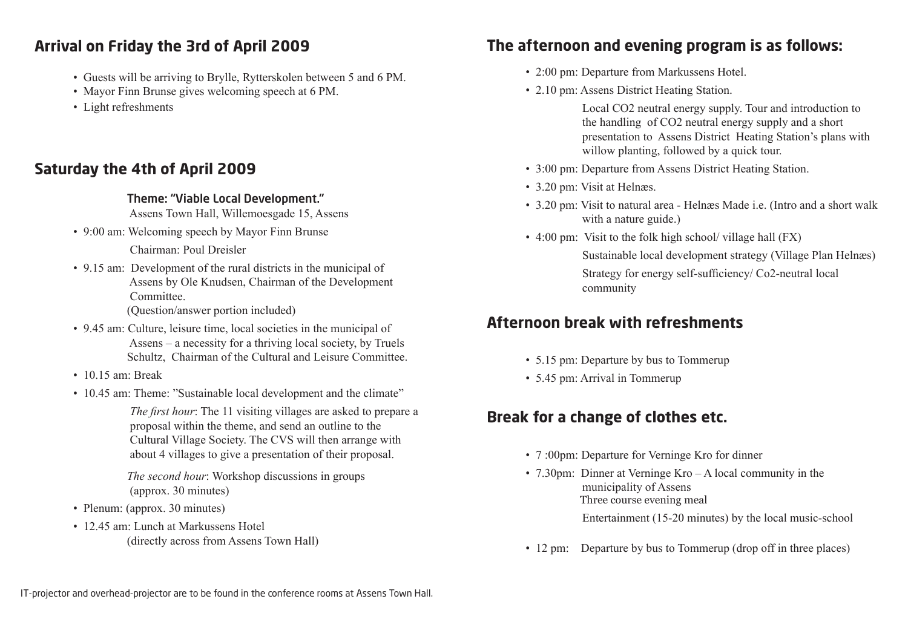## Arrival on Friday the 3rd of April 2009

- Guests will be arriving to Brylle, Rytterskolen between 5 and 6 PM.
- Mayor Finn Brunse gives welcoming speech at 6 PM.
- Light refreshments

## Saturday the 4th of April 2009

**Theme: "Viable Local Development."**
Assens Town Hall, Willemoesgade 15, Assens

- 9:00 am: Welcoming speech by Mayor Finn Brunse
  Chairman: Poul Dreisler
- 9.15 am: Development of the rural districts in the municipal of Assens by Ole Knudsen, Chairman of the Development Committee.
  (Question/answer portion included)
- 9.45 am: Culture, leisure time, local societies in the municipal of Assens – a necessity for a thriving local society, by Truels Schultz, Chairman of the Cultural and Leisure Committee.
- 10.15 am: Break
- 10.45 am: Theme: "Sustainable local development and the climate"

  *The first hour*: The 11 visiting villages are asked to prepare a proposal within the theme, and send an outline to the Cultural Village Society. The CVS will then arrange with about 4 villages to give a presentation of their proposal.

  *The second hour*: Workshop discussions in groups (approx. 30 minutes)
- Plenum: (approx. 30 minutes)
- 12.45 am: Lunch at Markussens Hotel
  (directly across from Assens Town Hall)

## The afternoon and evening program is as follows:

- 2:00 pm: Departure from Markussens Hotel.
- 2.10 pm: Assens District Heating Station.

  Local CO2 neutral energy supply. Tour and introduction to the handling of CO2 neutral energy supply and a short presentation to Assens District Heating Station's plans with willow planting, followed by a quick tour.
- 3:00 pm: Departure from Assens District Heating Station.
- 3.20 pm: Visit at Helnæs.
- 3.20 pm: Visit to natural area - Helnæs Made i.e. (Intro and a short walk with a nature guide.)
- 4:00 pm: Visit to the folk high school/ village hall (FX)

  Sustainable local development strategy (Village Plan Helnæs)

  Strategy for energy self-sufficiency/ Co2-neutral local community

## Afternoon break with refreshments

- 5.15 pm: Departure by bus to Tommerup
- 5.45 pm: Arrival in Tommerup

## Break for a change of clothes etc.

- 7 :00pm: Departure for Verninge Kro for dinner
- 7.30pm: Dinner at Verninge Kro – A local community in the municipality of Assens
  Three course evening meal

  Entertainment (15-20 minutes) by the local music-school
- 12 pm: Departure by bus to Tommerup (drop off in three places)

IT-projector and overhead-projector are to be found in the conference rooms at Assens Town Hall.